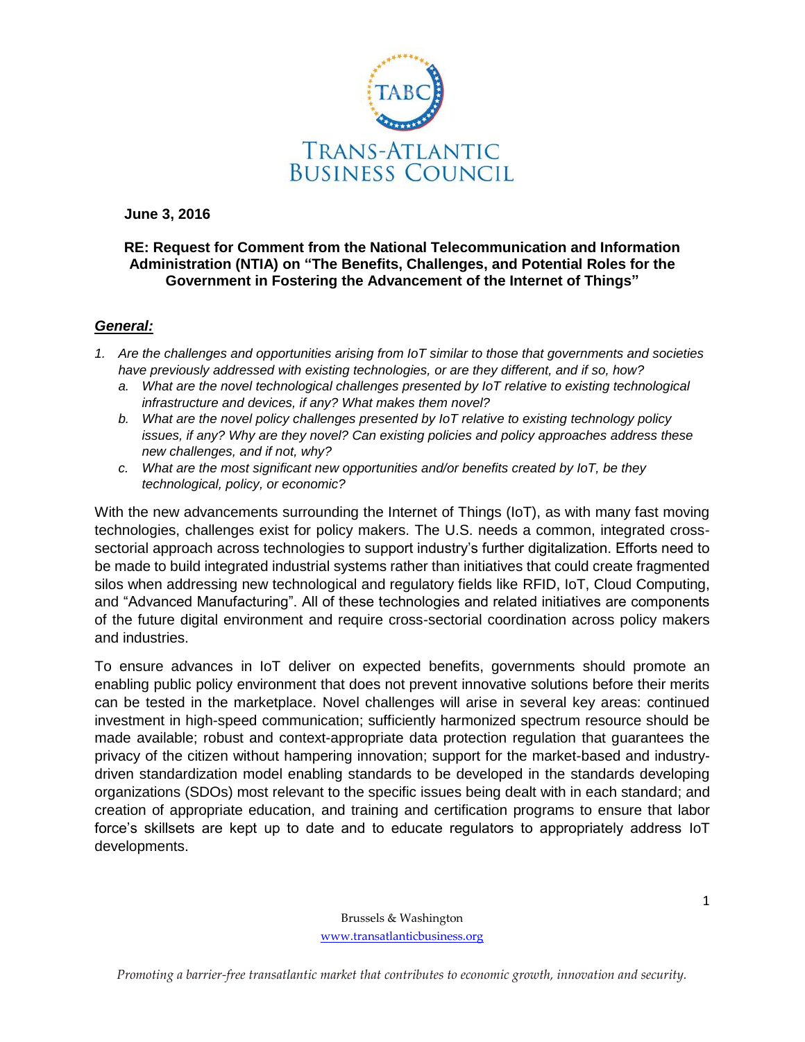# TRANS-ATLANTIC BUSINESS COUNCIL

**June 3, 2016**

**RE: Request for Comment from the National Telecommunication and Information Administration (NTIA) on "The Benefits, Challenges, and Potential Roles for the Government in Fostering the Advancement of the Internet of Things"**

## ***General:***

1. *Are the challenges and opportunities arising from IoT similar to those that governments and societies have previously addressed with existing technologies, or are they different, and if so, how?*
   a. *What are the novel technological challenges presented by IoT relative to existing technological infrastructure and devices, if any? What makes them novel?*
   b. *What are the novel policy challenges presented by IoT relative to existing technology policy issues, if any? Why are they novel? Can existing policies and policy approaches address these new challenges, and if not, why?*
   c. *What are the most significant new opportunities and/or benefits created by IoT, be they technological, policy, or economic?*

With the new advancements surrounding the Internet of Things (IoT), as with many fast moving technologies, challenges exist for policy makers. The U.S. needs a common, integrated cross-sectorial approach across technologies to support industry's further digitalization. Efforts need to be made to build integrated industrial systems rather than initiatives that could create fragmented silos when addressing new technological and regulatory fields like RFID, IoT, Cloud Computing, and "Advanced Manufacturing". All of these technologies and related initiatives are components of the future digital environment and require cross-sectorial coordination across policy makers and industries.

To ensure advances in IoT deliver on expected benefits, governments should promote an enabling public policy environment that does not prevent innovative solutions before their merits can be tested in the marketplace. Novel challenges will arise in several key areas: continued investment in high-speed communication; sufficiently harmonized spectrum resource should be made available; robust and context-appropriate data protection regulation that guarantees the privacy of the citizen without hampering innovation; support for the market-based and industry-driven standardization model enabling standards to be developed in the standards developing organizations (SDOs) most relevant to the specific issues being dealt with in each standard; and creation of appropriate education, and training and certification programs to ensure that labor force's skillsets are kept up to date and to educate regulators to appropriately address IoT developments.

Brussels & Washington
www.transatlanticbusiness.org

*Promoting a barrier-free transatlantic market that contributes to economic growth, innovation and security.*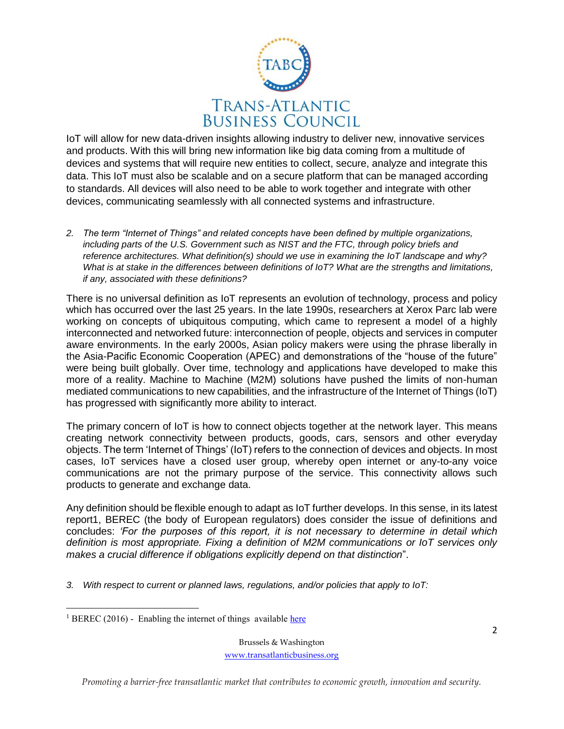IoT will allow for new data-driven insights allowing industry to deliver new, innovative services and products. With this will bring new information like big data coming from a multitude of devices and systems that will require new entities to collect, secure, analyze and integrate this data. This IoT must also be scalable and on a secure platform that can be managed according to standards. All devices will also need to be able to work together and integrate with other devices, communicating seamlessly with all connected systems and infrastructure.

2. *The term "Internet of Things" and related concepts have been defined by multiple organizations, including parts of the U.S. Government such as NIST and the FTC, through policy briefs and reference architectures. What definition(s) should we use in examining the IoT landscape and why? What is at stake in the differences between definitions of IoT? What are the strengths and limitations, if any, associated with these definitions?*

There is no universal definition as IoT represents an evolution of technology, process and policy which has occurred over the last 25 years. In the late 1990s, researchers at Xerox Parc lab were working on concepts of ubiquitous computing, which came to represent a model of a highly interconnected and networked future: interconnection of people, objects and services in computer aware environments. In the early 2000s, Asian policy makers were using the phrase liberally in the Asia-Pacific Economic Cooperation (APEC) and demonstrations of the "house of the future" were being built globally. Over time, technology and applications have developed to make this more of a reality. Machine to Machine (M2M) solutions have pushed the limits of non-human mediated communications to new capabilities, and the infrastructure of the Internet of Things (IoT) has progressed with significantly more ability to interact.

The primary concern of IoT is how to connect objects together at the network layer. This means creating network connectivity between products, goods, cars, sensors and other everyday objects. The term 'Internet of Things' (IoT) refers to the connection of devices and objects. In most cases, IoT services have a closed user group, whereby open internet or any-to-any voice communications are not the primary purpose of the service. This connectivity allows such products to generate and exchange data.

Any definition should be flexible enough to adapt as IoT further develops. In this sense, in its latest report[1], BEREC (the body of European regulators) does consider the issue of definitions and concludes: *'For the purposes of this report, it is not necessary to determine in detail which definition is most appropriate. Fixing a definition of M2M communications or IoT services only makes a crucial difference if obligations explicitly depend on that distinction*".

3. *With respect to current or planned laws, regulations, and/or policies that apply to IoT:*

---

[1] BEREC (2016) - Enabling the internet of things available here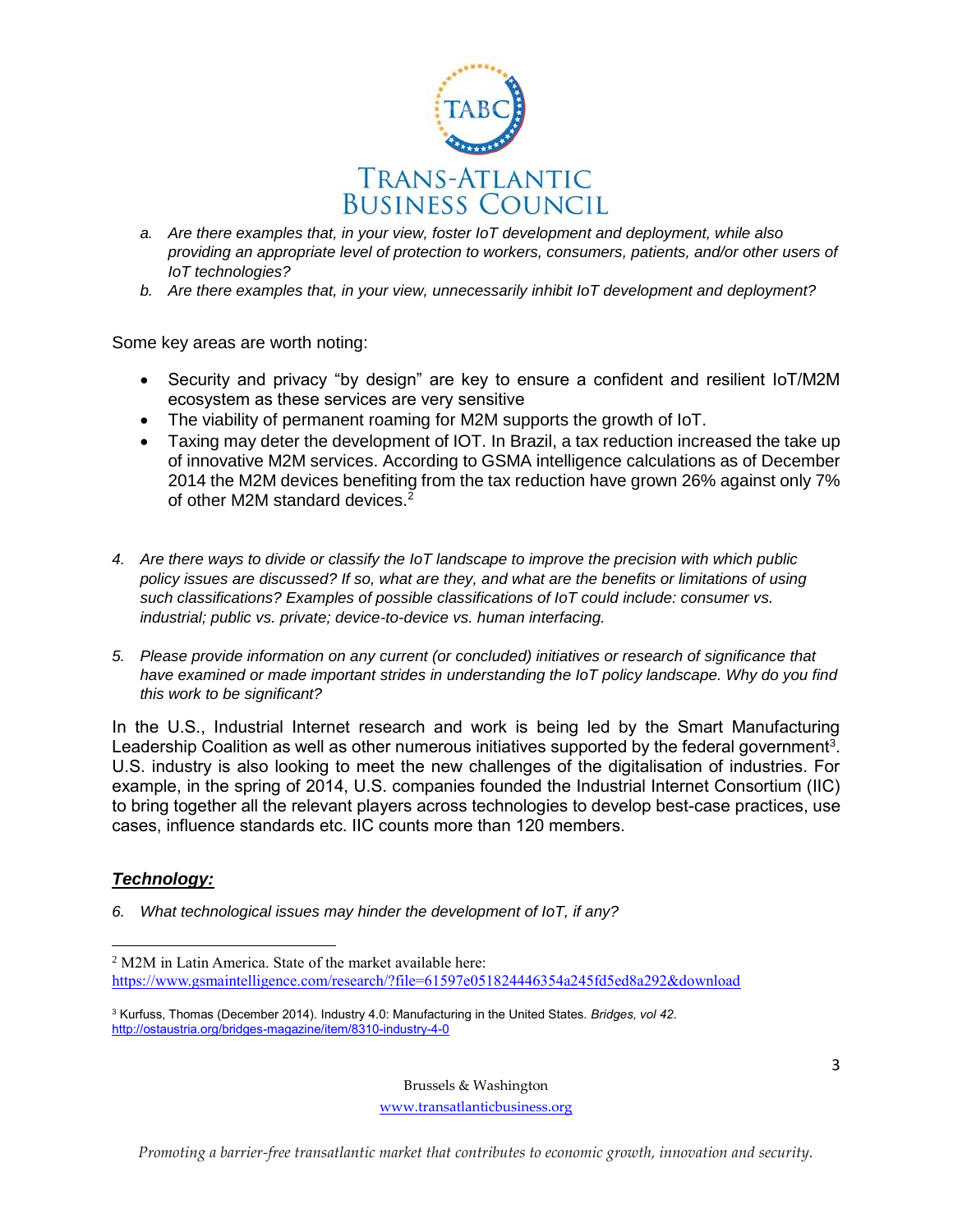a. *Are there examples that, in your view, foster IoT development and deployment, while also providing an appropriate level of protection to workers, consumers, patients, and/or other users of IoT technologies?*
b. *Are there examples that, in your view, unnecessarily inhibit IoT development and deployment?*

Some key areas are worth noting:

- Security and privacy "by design" are key to ensure a confident and resilient IoT/M2M ecosystem as these services are very sensitive
- The viability of permanent roaming for M2M supports the growth of IoT.
- Taxing may deter the development of IOT. In Brazil, a tax reduction increased the take up of innovative M2M services. According to GSMA intelligence calculations as of December 2014 the M2M devices benefiting from the tax reduction have grown 26% against only 7% of other M2M standard devices.[2]

4. *Are there ways to divide or classify the IoT landscape to improve the precision with which public policy issues are discussed? If so, what are they, and what are the benefits or limitations of using such classifications? Examples of possible classifications of IoT could include: consumer vs. industrial; public vs. private; device-to-device vs. human interfacing.*

5. *Please provide information on any current (or concluded) initiatives or research of significance that have examined or made important strides in understanding the IoT policy landscape. Why do you find this work to be significant?*

In the U.S., Industrial Internet research and work is being led by the Smart Manufacturing Leadership Coalition as well as other numerous initiatives supported by the federal government[3]. U.S. industry is also looking to meet the new challenges of the digitalisation of industries. For example, in the spring of 2014, U.S. companies founded the Industrial Internet Consortium (IIC) to bring together all the relevant players across technologies to develop best-case practices, use cases, influence standards etc. IIC counts more than 120 members.

## ***Technology:***

6. *What technological issues may hinder the development of IoT, if any?*

---

[2] M2M in Latin America. State of the market available here: https://www.gsmaintelligence.com/research/?file=61597e051824446354a245fd5ed8a292&download

[3] Kurfuss, Thomas (December 2014). Industry 4.0: Manufacturing in the United States. *Bridges, vol 42*. http://ostaustria.org/bridges-magazine/item/8310-industry-4-0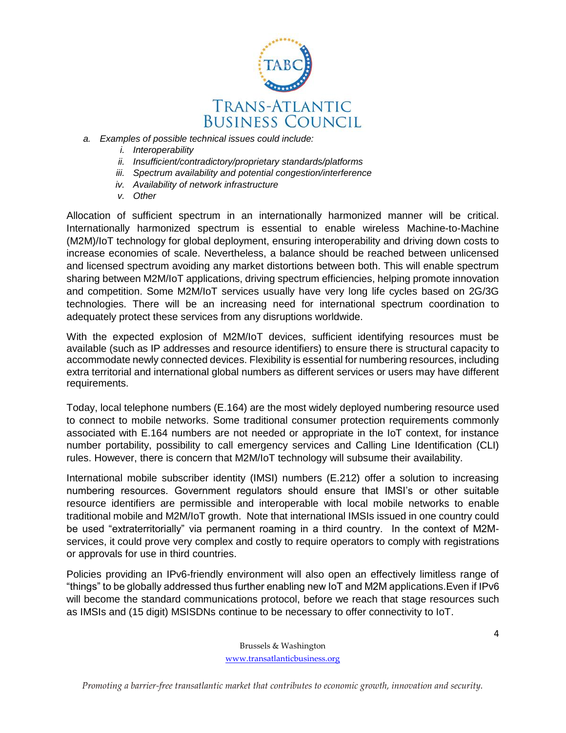a. *Examples of possible technical issues could include:*
    i. *Interoperability*
    ii. *Insufficient/contradictory/proprietary standards/platforms*
    iii. *Spectrum availability and potential congestion/interference*
    iv. *Availability of network infrastructure*
    v. *Other*

Allocation of sufficient spectrum in an internationally harmonized manner will be critical. Internationally harmonized spectrum is essential to enable wireless Machine-to-Machine (M2M)/IoT technology for global deployment, ensuring interoperability and driving down costs to increase economies of scale. Nevertheless, a balance should be reached between unlicensed and licensed spectrum avoiding any market distortions between both. This will enable spectrum sharing between M2M/IoT applications, driving spectrum efficiencies, helping promote innovation and competition. Some M2M/IoT services usually have very long life cycles based on 2G/3G technologies. There will be an increasing need for international spectrum coordination to adequately protect these services from any disruptions worldwide.

With the expected explosion of M2M/IoT devices, sufficient identifying resources must be available (such as IP addresses and resource identifiers) to ensure there is structural capacity to accommodate newly connected devices. Flexibility is essential for numbering resources, including extra territorial and international global numbers as different services or users may have different requirements.

Today, local telephone numbers (E.164) are the most widely deployed numbering resource used to connect to mobile networks. Some traditional consumer protection requirements commonly associated with E.164 numbers are not needed or appropriate in the IoT context, for instance number portability, possibility to call emergency services and Calling Line Identification (CLI) rules. However, there is concern that M2M/IoT technology will subsume their availability.

International mobile subscriber identity (IMSI) numbers (E.212) offer a solution to increasing numbering resources. Government regulators should ensure that IMSI's or other suitable resource identifiers are permissible and interoperable with local mobile networks to enable traditional mobile and M2M/IoT growth. Note that international IMSIs issued in one country could be used "extraterritorially" via permanent roaming in a third country. In the context of M2M-services, it could prove very complex and costly to require operators to comply with registrations or approvals for use in third countries.

Policies providing an IPv6-friendly environment will also open an effectively limitless range of "things" to be globally addressed thus further enabling new IoT and M2M applications.Even if IPv6 will become the standard communications protocol, before we reach that stage resources such as IMSIs and (15 digit) MSISDNs continue to be necessary to offer connectivity to IoT.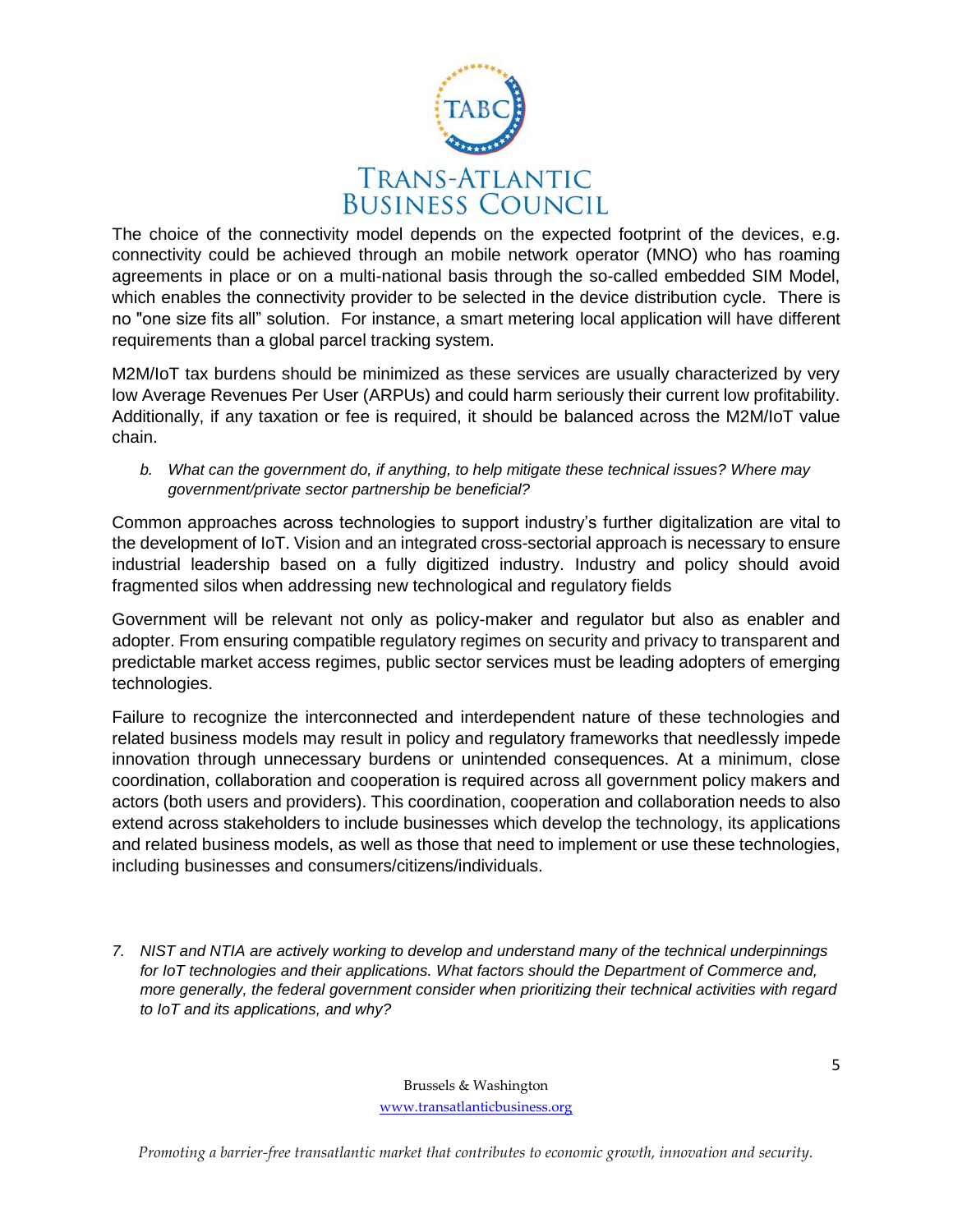The choice of the connectivity model depends on the expected footprint of the devices, e.g. connectivity could be achieved through an mobile network operator (MNO) who has roaming agreements in place or on a multi-national basis through the so-called embedded SIM Model, which enables the connectivity provider to be selected in the device distribution cycle. There is no "one size fits all" solution. For instance, a smart metering local application will have different requirements than a global parcel tracking system.

M2M/IoT tax burdens should be minimized as these services are usually characterized by very low Average Revenues Per User (ARPUs) and could harm seriously their current low profitability. Additionally, if any taxation or fee is required, it should be balanced across the M2M/IoT value chain.

*b. What can the government do, if anything, to help mitigate these technical issues? Where may government/private sector partnership be beneficial?*

Common approaches across technologies to support industry's further digitalization are vital to the development of IoT. Vision and an integrated cross-sectorial approach is necessary to ensure industrial leadership based on a fully digitized industry. Industry and policy should avoid fragmented silos when addressing new technological and regulatory fields

Government will be relevant not only as policy-maker and regulator but also as enabler and adopter. From ensuring compatible regulatory regimes on security and privacy to transparent and predictable market access regimes, public sector services must be leading adopters of emerging technologies.

Failure to recognize the interconnected and interdependent nature of these technologies and related business models may result in policy and regulatory frameworks that needlessly impede innovation through unnecessary burdens or unintended consequences. At a minimum, close coordination, collaboration and cooperation is required across all government policy makers and actors (both users and providers). This coordination, cooperation and collaboration needs to also extend across stakeholders to include businesses which develop the technology, its applications and related business models, as well as those that need to implement or use these technologies, including businesses and consumers/citizens/individuals.

*7. NIST and NTIA are actively working to develop and understand many of the technical underpinnings for IoT technologies and their applications. What factors should the Department of Commerce and, more generally, the federal government consider when prioritizing their technical activities with regard to IoT and its applications, and why?*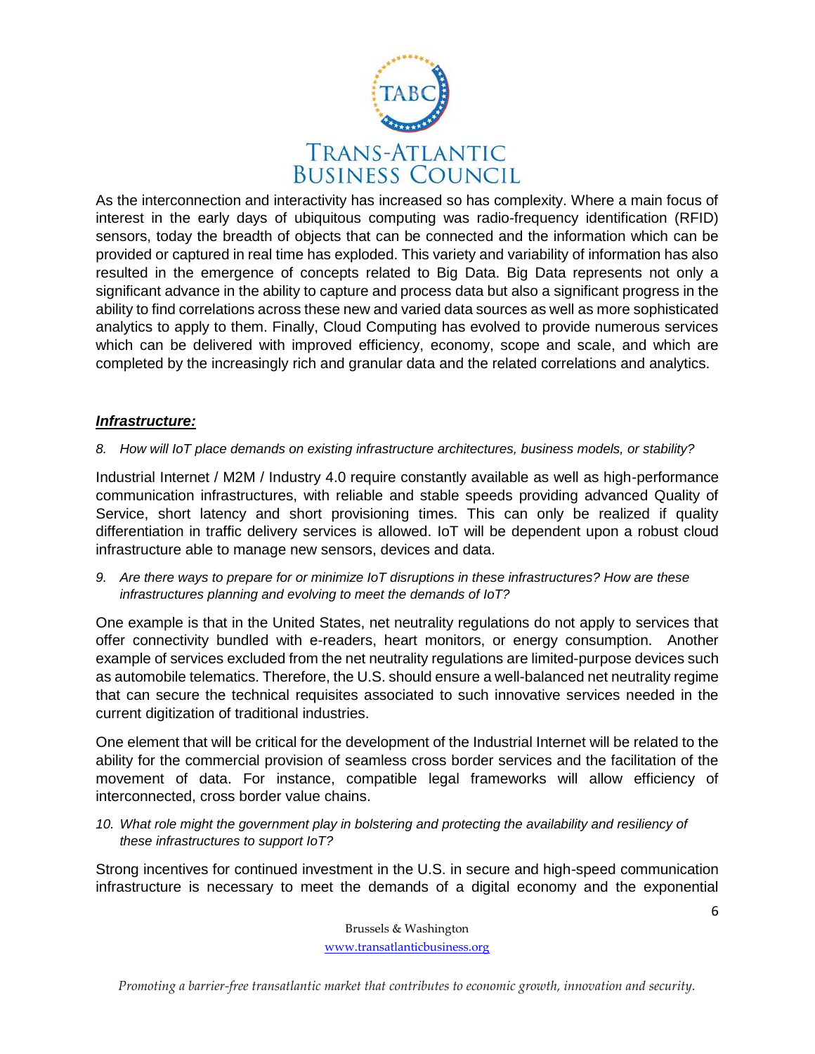As the interconnection and interactivity has increased so has complexity. Where a main focus of interest in the early days of ubiquitous computing was radio-frequency identification (RFID) sensors, today the breadth of objects that can be connected and the information which can be provided or captured in real time has exploded. This variety and variability of information has also resulted in the emergence of concepts related to Big Data. Big Data represents not only a significant advance in the ability to capture and process data but also a significant progress in the ability to find correlations across these new and varied data sources as well as more sophisticated analytics to apply to them. Finally, Cloud Computing has evolved to provide numerous services which can be delivered with improved efficiency, economy, scope and scale, and which are completed by the increasingly rich and granular data and the related correlations and analytics.

## ***Infrastructure:***

*8. How will IoT place demands on existing infrastructure architectures, business models, or stability?*

Industrial Internet / M2M / Industry 4.0 require constantly available as well as high-performance communication infrastructures, with reliable and stable speeds providing advanced Quality of Service, short latency and short provisioning times. This can only be realized if quality differentiation in traffic delivery services is allowed. IoT will be dependent upon a robust cloud infrastructure able to manage new sensors, devices and data.

*9. Are there ways to prepare for or minimize IoT disruptions in these infrastructures? How are these infrastructures planning and evolving to meet the demands of IoT?*

One example is that in the United States, net neutrality regulations do not apply to services that offer connectivity bundled with e-readers, heart monitors, or energy consumption. Another example of services excluded from the net neutrality regulations are limited-purpose devices such as automobile telematics. Therefore, the U.S. should ensure a well-balanced net neutrality regime that can secure the technical requisites associated to such innovative services needed in the current digitization of traditional industries.

One element that will be critical for the development of the Industrial Internet will be related to the ability for the commercial provision of seamless cross border services and the facilitation of the movement of data. For instance, compatible legal frameworks will allow efficiency of interconnected, cross border value chains.

*10. What role might the government play in bolstering and protecting the availability and resiliency of these infrastructures to support IoT?*

Strong incentives for continued investment in the U.S. in secure and high-speed communication infrastructure is necessary to meet the demands of a digital economy and the exponential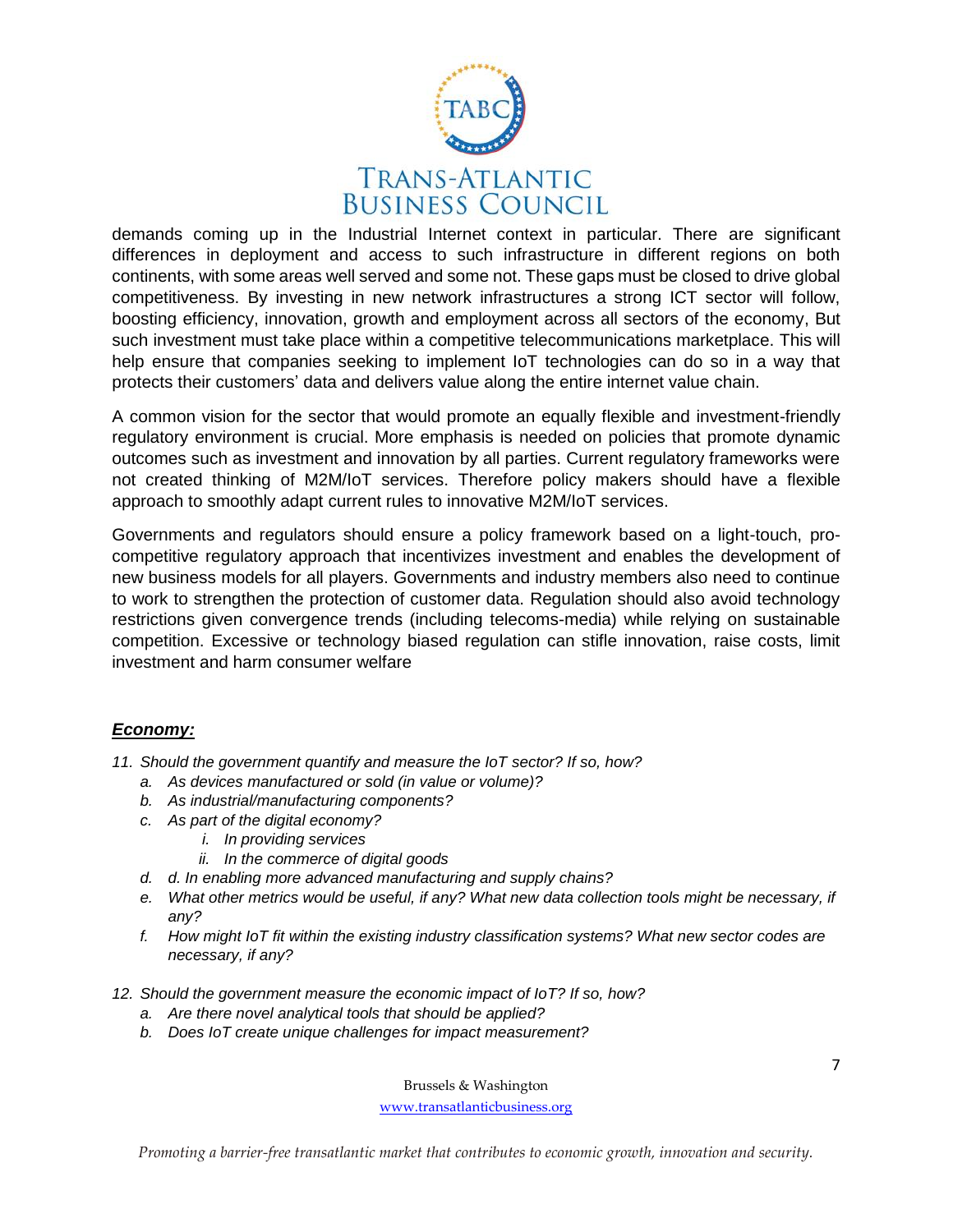demands coming up in the Industrial Internet context in particular. There are significant differences in deployment and access to such infrastructure in different regions on both continents, with some areas well served and some not. These gaps must be closed to drive global competitiveness. By investing in new network infrastructures a strong ICT sector will follow, boosting efficiency, innovation, growth and employment across all sectors of the economy, But such investment must take place within a competitive telecommunications marketplace. This will help ensure that companies seeking to implement IoT technologies can do so in a way that protects their customers' data and delivers value along the entire internet value chain.

A common vision for the sector that would promote an equally flexible and investment-friendly regulatory environment is crucial. More emphasis is needed on policies that promote dynamic outcomes such as investment and innovation by all parties. Current regulatory frameworks were not created thinking of M2M/IoT services. Therefore policy makers should have a flexible approach to smoothly adapt current rules to innovative M2M/IoT services.

Governments and regulators should ensure a policy framework based on a light-touch, pro-competitive regulatory approach that incentivizes investment and enables the development of new business models for all players. Governments and industry members also need to continue to work to strengthen the protection of customer data. Regulation should also avoid technology restrictions given convergence trends (including telecoms-media) while relying on sustainable competition. Excessive or technology biased regulation can stifle innovation, raise costs, limit investment and harm consumer welfare

### ***Economy:***

11. *Should the government quantify and measure the IoT sector? If so, how?*
    a. *As devices manufactured or sold (in value or volume)?*
    b. *As industrial/manufacturing components?*
    c. *As part of the digital economy?*
        i. *In providing services*
        ii. *In the commerce of digital goods*
    d. *d. In enabling more advanced manufacturing and supply chains?*
    e. *What other metrics would be useful, if any? What new data collection tools might be necessary, if any?*
    f. *How might IoT fit within the existing industry classification systems? What new sector codes are necessary, if any?*

12. *Should the government measure the economic impact of IoT? If so, how?*
    a. *Are there novel analytical tools that should be applied?*
    b. *Does IoT create unique challenges for impact measurement?*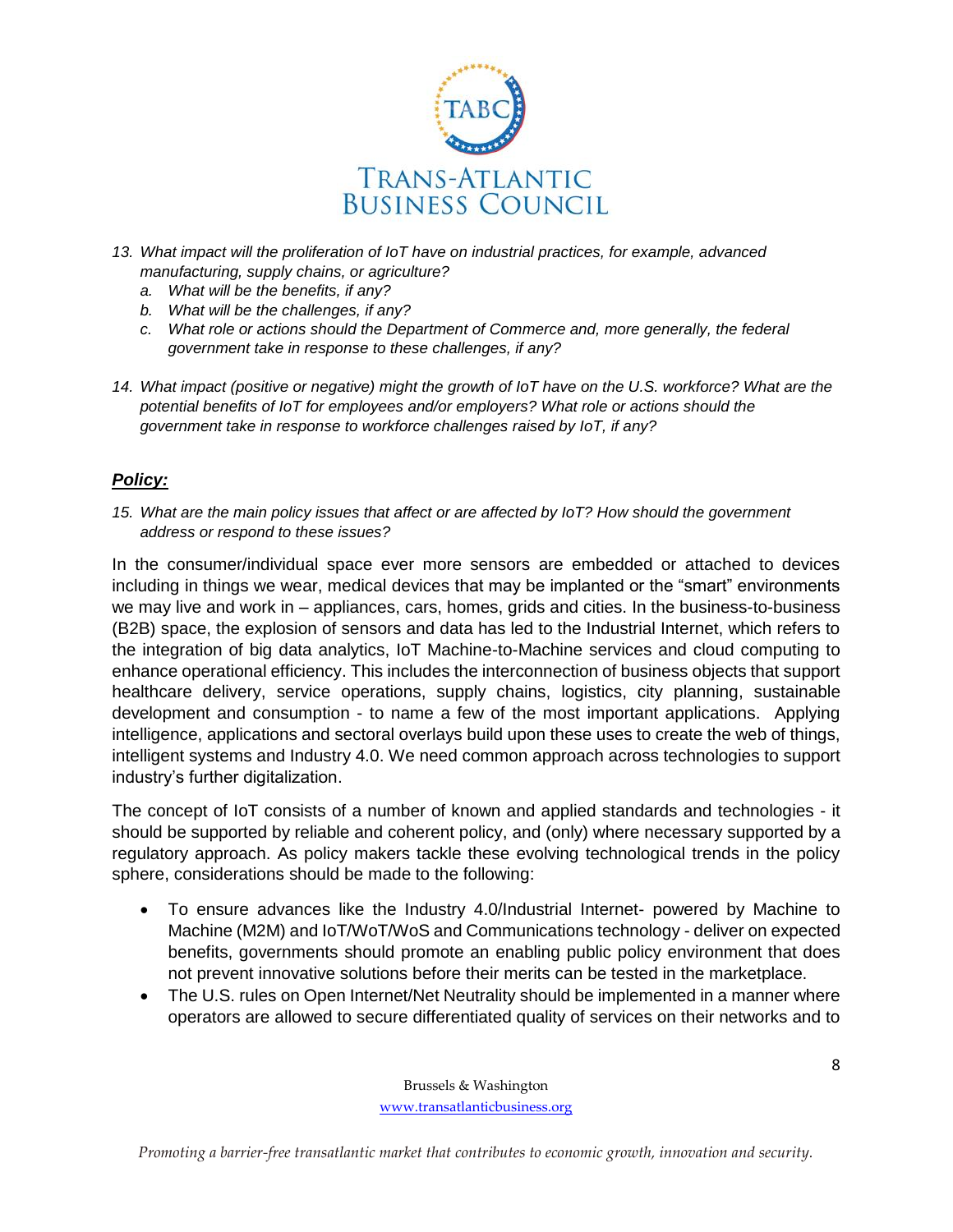13. *What impact will the proliferation of IoT have on industrial practices, for example, advanced manufacturing, supply chains, or agriculture?*
    a. *What will be the benefits, if any?*
    b. *What will be the challenges, if any?*
    c. *What role or actions should the Department of Commerce and, more generally, the federal government take in response to these challenges, if any?*

14. *What impact (positive or negative) might the growth of IoT have on the U.S. workforce? What are the potential benefits of IoT for employees and/or employers? What role or actions should the government take in response to workforce challenges raised by IoT, if any?*

## ***Policy:***

15. *What are the main policy issues that affect or are affected by IoT? How should the government address or respond to these issues?*

In the consumer/individual space ever more sensors are embedded or attached to devices including in things we wear, medical devices that may be implanted or the "smart" environments we may live and work in – appliances, cars, homes, grids and cities. In the business-to-business (B2B) space, the explosion of sensors and data has led to the Industrial Internet, which refers to the integration of big data analytics, IoT Machine-to-Machine services and cloud computing to enhance operational efficiency. This includes the interconnection of business objects that support healthcare delivery, service operations, supply chains, logistics, city planning, sustainable development and consumption - to name a few of the most important applications. Applying intelligence, applications and sectoral overlays build upon these uses to create the web of things, intelligent systems and Industry 4.0. We need common approach across technologies to support industry's further digitalization.

The concept of IoT consists of a number of known and applied standards and technologies - it should be supported by reliable and coherent policy, and (only) where necessary supported by a regulatory approach. As policy makers tackle these evolving technological trends in the policy sphere, considerations should be made to the following:

- To ensure advances like the Industry 4.0/Industrial Internet- powered by Machine to Machine (M2M) and IoT/WoT/WoS and Communications technology - deliver on expected benefits, governments should promote an enabling public policy environment that does not prevent innovative solutions before their merits can be tested in the marketplace.
- The U.S. rules on Open Internet/Net Neutrality should be implemented in a manner where operators are allowed to secure differentiated quality of services on their networks and to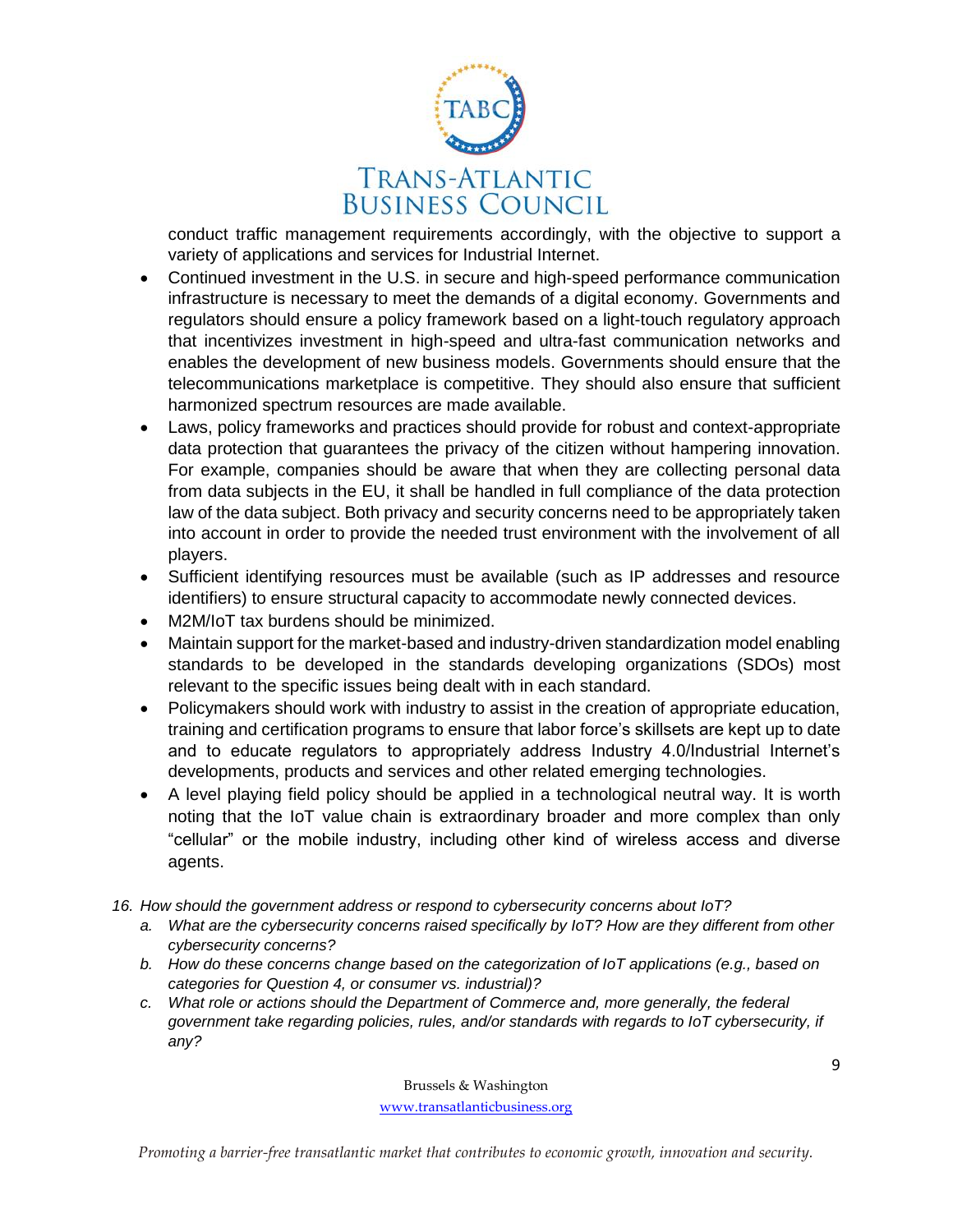conduct traffic management requirements accordingly, with the objective to support a variety of applications and services for Industrial Internet.

- Continued investment in the U.S. in secure and high-speed performance communication infrastructure is necessary to meet the demands of a digital economy. Governments and regulators should ensure a policy framework based on a light-touch regulatory approach that incentivizes investment in high-speed and ultra-fast communication networks and enables the development of new business models. Governments should ensure that the telecommunications marketplace is competitive. They should also ensure that sufficient harmonized spectrum resources are made available.
- Laws, policy frameworks and practices should provide for robust and context-appropriate data protection that guarantees the privacy of the citizen without hampering innovation. For example, companies should be aware that when they are collecting personal data from data subjects in the EU, it shall be handled in full compliance of the data protection law of the data subject. Both privacy and security concerns need to be appropriately taken into account in order to provide the needed trust environment with the involvement of all players.
- Sufficient identifying resources must be available (such as IP addresses and resource identifiers) to ensure structural capacity to accommodate newly connected devices.
- M2M/IoT tax burdens should be minimized.
- Maintain support for the market-based and industry-driven standardization model enabling standards to be developed in the standards developing organizations (SDOs) most relevant to the specific issues being dealt with in each standard.
- Policymakers should work with industry to assist in the creation of appropriate education, training and certification programs to ensure that labor force's skillsets are kept up to date and to educate regulators to appropriately address Industry 4.0/Industrial Internet's developments, products and services and other related emerging technologies.
- A level playing field policy should be applied in a technological neutral way. It is worth noting that the IoT value chain is extraordinary broader and more complex than only "cellular" or the mobile industry, including other kind of wireless access and diverse agents.

*16. How should the government address or respond to cybersecurity concerns about IoT?*

*a. What are the cybersecurity concerns raised specifically by IoT? How are they different from other cybersecurity concerns?*

*b. How do these concerns change based on the categorization of IoT applications (e.g., based on categories for Question 4, or consumer vs. industrial)?*

*c. What role or actions should the Department of Commerce and, more generally, the federal government take regarding policies, rules, and/or standards with regards to IoT cybersecurity, if any?*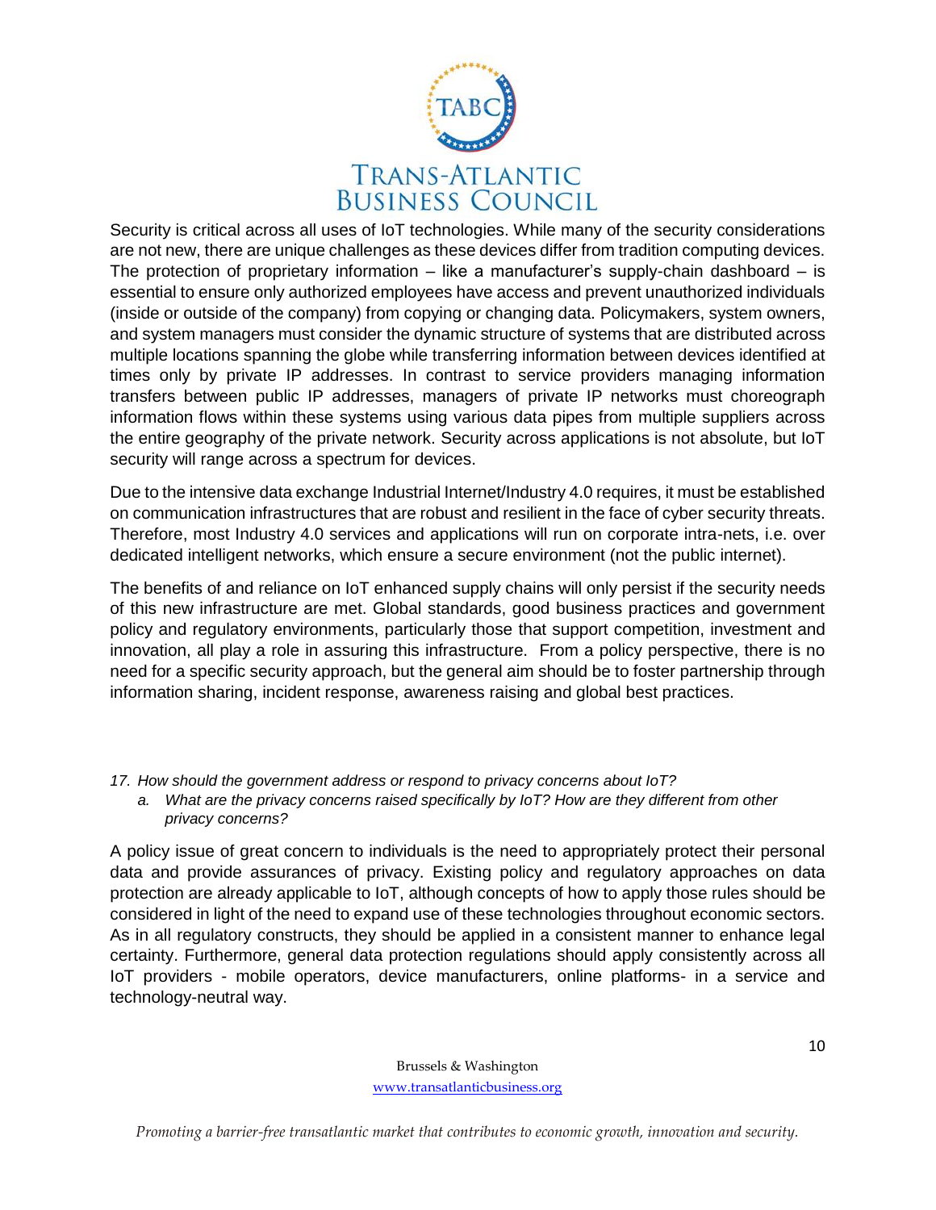Security is critical across all uses of IoT technologies. While many of the security considerations are not new, there are unique challenges as these devices differ from tradition computing devices. The protection of proprietary information – like a manufacturer's supply-chain dashboard – is essential to ensure only authorized employees have access and prevent unauthorized individuals (inside or outside of the company) from copying or changing data. Policymakers, system owners, and system managers must consider the dynamic structure of systems that are distributed across multiple locations spanning the globe while transferring information between devices identified at times only by private IP addresses. In contrast to service providers managing information transfers between public IP addresses, managers of private IP networks must choreograph information flows within these systems using various data pipes from multiple suppliers across the entire geography of the private network. Security across applications is not absolute, but IoT security will range across a spectrum for devices.

Due to the intensive data exchange Industrial Internet/Industry 4.0 requires, it must be established on communication infrastructures that are robust and resilient in the face of cyber security threats. Therefore, most Industry 4.0 services and applications will run on corporate intra-nets, i.e. over dedicated intelligent networks, which ensure a secure environment (not the public internet).

The benefits of and reliance on IoT enhanced supply chains will only persist if the security needs of this new infrastructure are met. Global standards, good business practices and government policy and regulatory environments, particularly those that support competition, investment and innovation, all play a role in assuring this infrastructure. From a policy perspective, there is no need for a specific security approach, but the general aim should be to foster partnership through information sharing, incident response, awareness raising and global best practices.

*17. How should the government address or respond to privacy concerns about IoT?*

*a. What are the privacy concerns raised specifically by IoT? How are they different from other privacy concerns?*

A policy issue of great concern to individuals is the need to appropriately protect their personal data and provide assurances of privacy. Existing policy and regulatory approaches on data protection are already applicable to IoT, although concepts of how to apply those rules should be considered in light of the need to expand use of these technologies throughout economic sectors. As in all regulatory constructs, they should be applied in a consistent manner to enhance legal certainty. Furthermore, general data protection regulations should apply consistently across all IoT providers - mobile operators, device manufacturers, online platforms- in a service and technology-neutral way.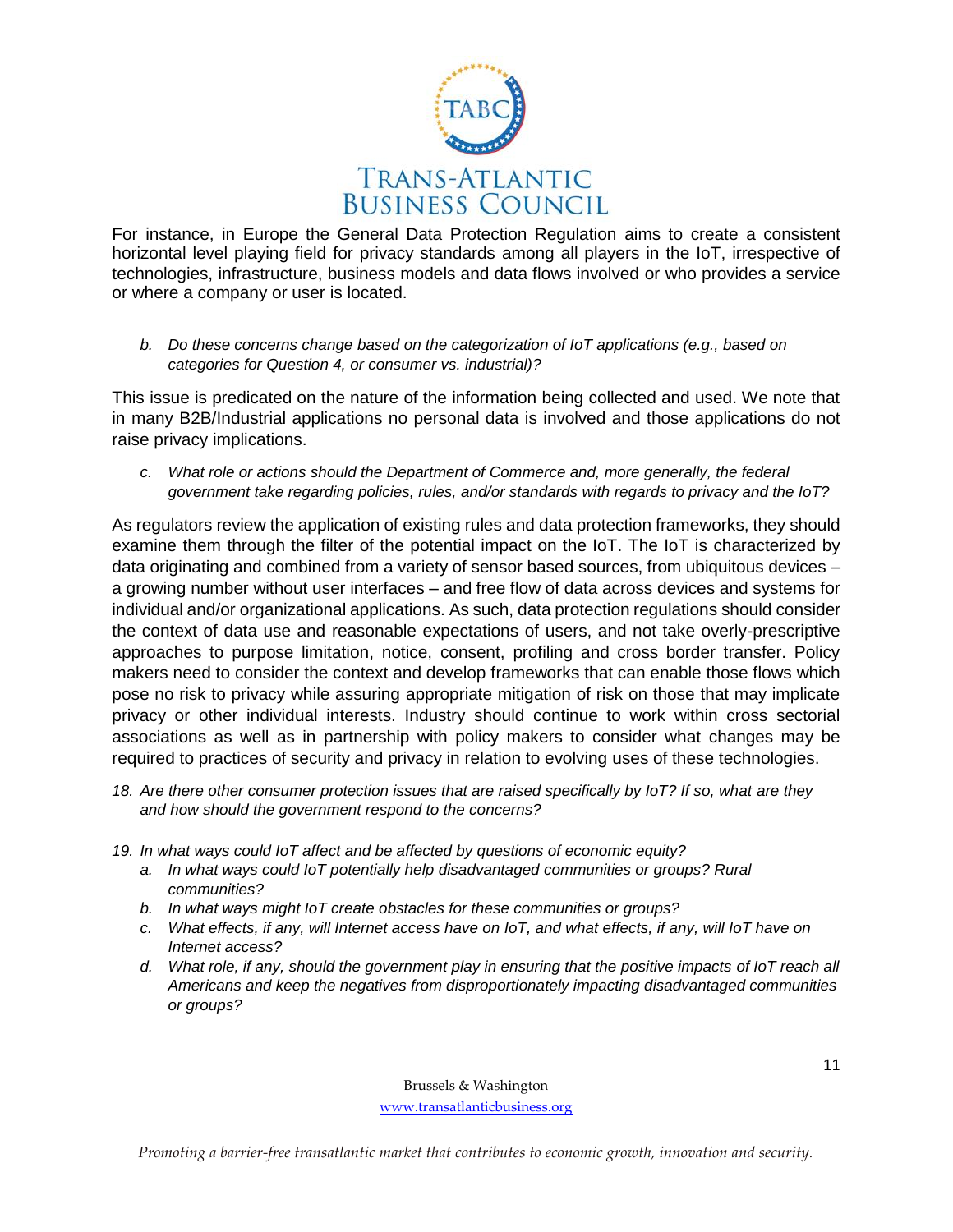For instance, in Europe the General Data Protection Regulation aims to create a consistent horizontal level playing field for privacy standards among all players in the IoT, irrespective of technologies, infrastructure, business models and data flows involved or who provides a service or where a company or user is located.

*b. Do these concerns change based on the categorization of IoT applications (e.g., based on categories for Question 4, or consumer vs. industrial)?*

This issue is predicated on the nature of the information being collected and used. We note that in many B2B/Industrial applications no personal data is involved and those applications do not raise privacy implications.

*c. What role or actions should the Department of Commerce and, more generally, the federal government take regarding policies, rules, and/or standards with regards to privacy and the IoT?*

As regulators review the application of existing rules and data protection frameworks, they should examine them through the filter of the potential impact on the IoT. The IoT is characterized by data originating and combined from a variety of sensor based sources, from ubiquitous devices – a growing number without user interfaces – and free flow of data across devices and systems for individual and/or organizational applications. As such, data protection regulations should consider the context of data use and reasonable expectations of users, and not take overly-prescriptive approaches to purpose limitation, notice, consent, profiling and cross border transfer. Policy makers need to consider the context and develop frameworks that can enable those flows which pose no risk to privacy while assuring appropriate mitigation of risk on those that may implicate privacy or other individual interests. Industry should continue to work within cross sectorial associations as well as in partnership with policy makers to consider what changes may be required to practices of security and privacy in relation to evolving uses of these technologies.

*18. Are there other consumer protection issues that are raised specifically by IoT? If so, what are they and how should the government respond to the concerns?*

*19. In what ways could IoT affect and be affected by questions of economic equity?*

*a. In what ways could IoT potentially help disadvantaged communities or groups? Rural communities?*

*b. In what ways might IoT create obstacles for these communities or groups?*

*c. What effects, if any, will Internet access have on IoT, and what effects, if any, will IoT have on Internet access?*

*d. What role, if any, should the government play in ensuring that the positive impacts of IoT reach all Americans and keep the negatives from disproportionately impacting disadvantaged communities or groups?*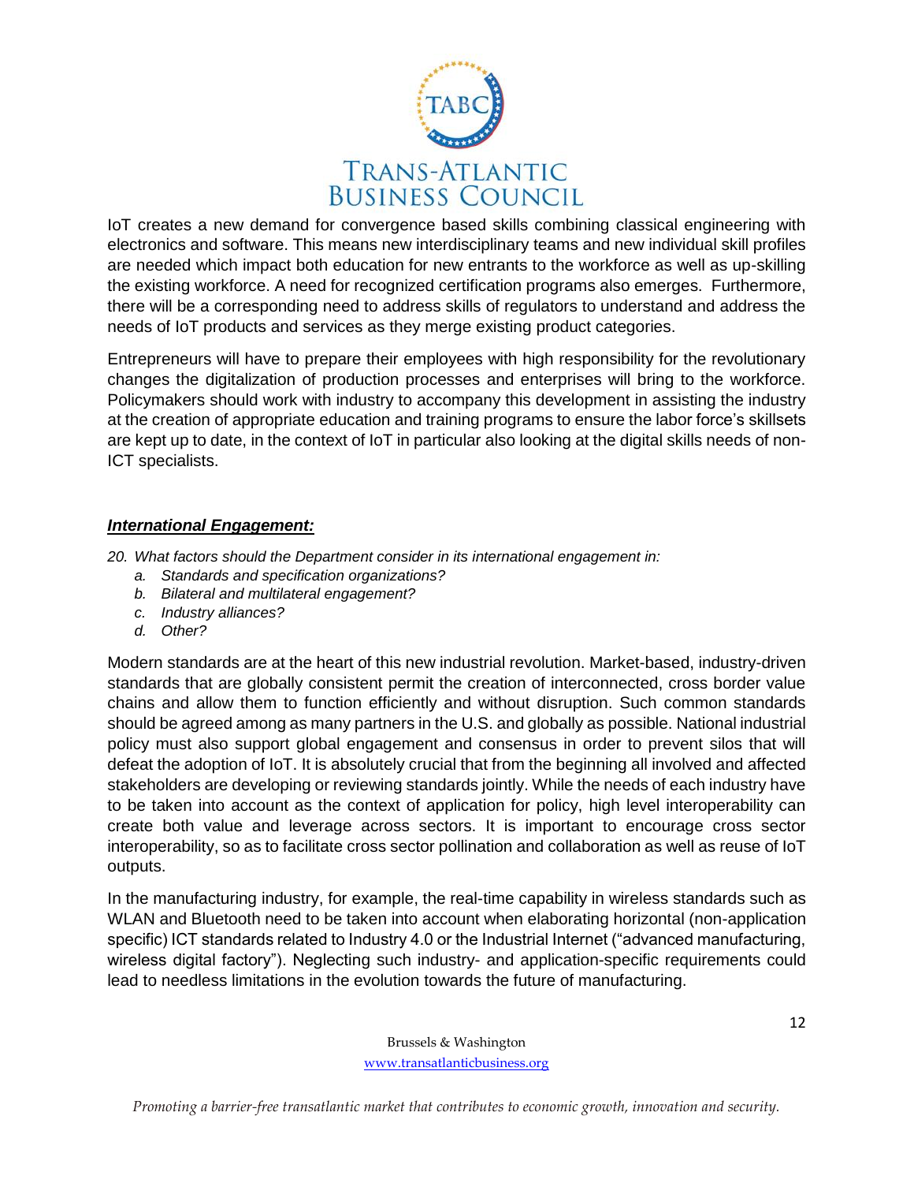IoT creates a new demand for convergence based skills combining classical engineering with electronics and software. This means new interdisciplinary teams and new individual skill profiles are needed which impact both education for new entrants to the workforce as well as up-skilling the existing workforce. A need for recognized certification programs also emerges. Furthermore, there will be a corresponding need to address skills of regulators to understand and address the needs of IoT products and services as they merge existing product categories.

Entrepreneurs will have to prepare their employees with high responsibility for the revolutionary changes the digitalization of production processes and enterprises will bring to the workforce. Policymakers should work with industry to accompany this development in assisting the industry at the creation of appropriate education and training programs to ensure the labor force's skillsets are kept up to date, in the context of IoT in particular also looking at the digital skills needs of non-ICT specialists.

### ***International Engagement:***

*20. What factors should the Department consider in its international engagement in:*

*a. Standards and specification organizations?*

*b. Bilateral and multilateral engagement?*

*c. Industry alliances?*

*d. Other?*

Modern standards are at the heart of this new industrial revolution. Market-based, industry-driven standards that are globally consistent permit the creation of interconnected, cross border value chains and allow them to function efficiently and without disruption. Such common standards should be agreed among as many partners in the U.S. and globally as possible. National industrial policy must also support global engagement and consensus in order to prevent silos that will defeat the adoption of IoT. It is absolutely crucial that from the beginning all involved and affected stakeholders are developing or reviewing standards jointly. While the needs of each industry have to be taken into account as the context of application for policy, high level interoperability can create both value and leverage across sectors. It is important to encourage cross sector interoperability, so as to facilitate cross sector pollination and collaboration as well as reuse of IoT outputs.

In the manufacturing industry, for example, the real-time capability in wireless standards such as WLAN and Bluetooth need to be taken into account when elaborating horizontal (non-application specific) ICT standards related to Industry 4.0 or the Industrial Internet ("advanced manufacturing, wireless digital factory"). Neglecting such industry- and application-specific requirements could lead to needless limitations in the evolution towards the future of manufacturing.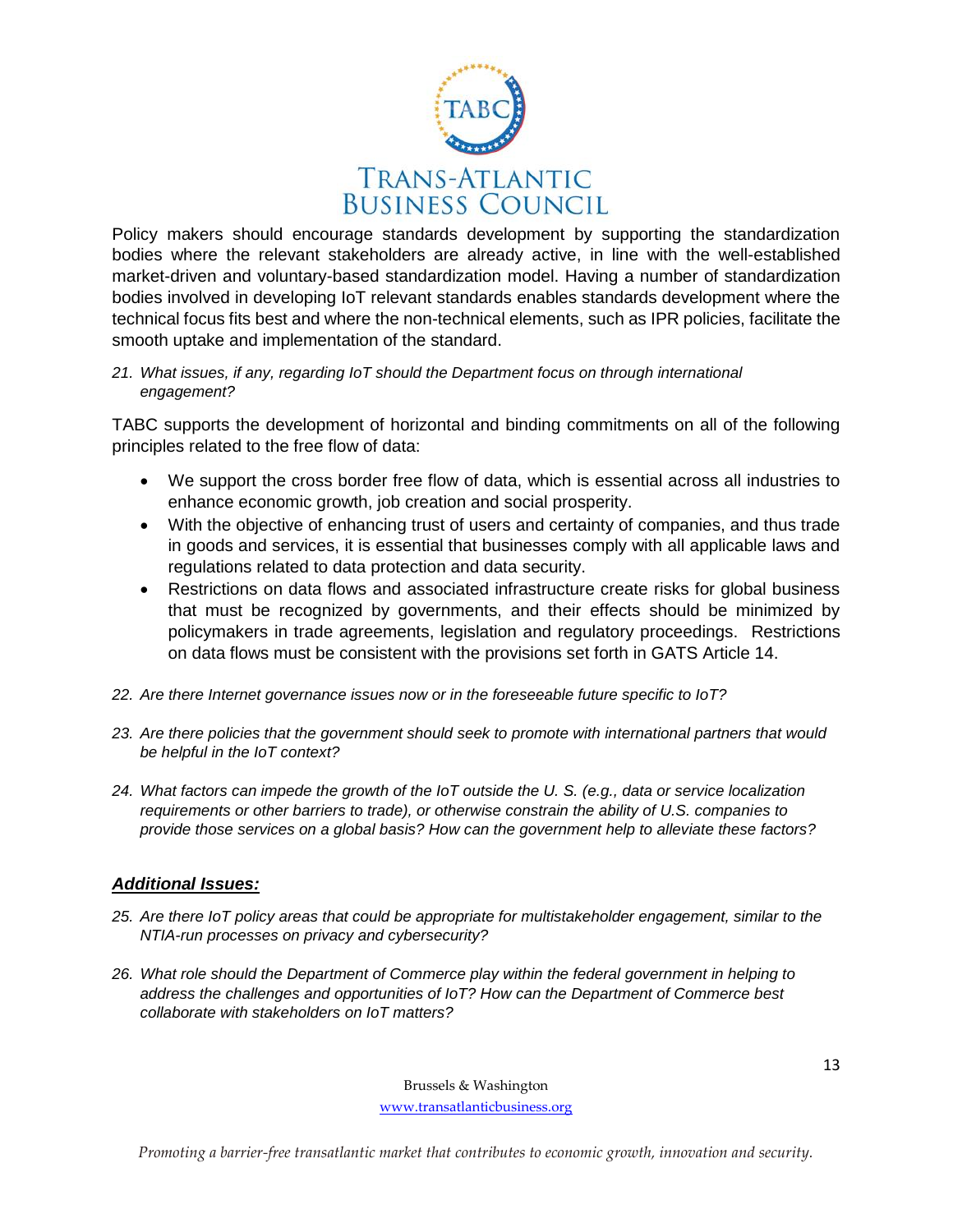Policy makers should encourage standards development by supporting the standardization bodies where the relevant stakeholders are already active, in line with the well-established market-driven and voluntary-based standardization model. Having a number of standardization bodies involved in developing IoT relevant standards enables standards development where the technical focus fits best and where the non-technical elements, such as IPR policies, facilitate the smooth uptake and implementation of the standard.

*21. What issues, if any, regarding IoT should the Department focus on through international engagement?*

TABC supports the development of horizontal and binding commitments on all of the following principles related to the free flow of data:

- We support the cross border free flow of data, which is essential across all industries to enhance economic growth, job creation and social prosperity.
- With the objective of enhancing trust of users and certainty of companies, and thus trade in goods and services, it is essential that businesses comply with all applicable laws and regulations related to data protection and data security.
- Restrictions on data flows and associated infrastructure create risks for global business that must be recognized by governments, and their effects should be minimized by policymakers in trade agreements, legislation and regulatory proceedings. Restrictions on data flows must be consistent with the provisions set forth in GATS Article 14.

*22. Are there Internet governance issues now or in the foreseeable future specific to IoT?*

*23. Are there policies that the government should seek to promote with international partners that would be helpful in the IoT context?*

*24. What factors can impede the growth of the IoT outside the U. S. (e.g., data or service localization requirements or other barriers to trade), or otherwise constrain the ability of U.S. companies to provide those services on a global basis? How can the government help to alleviate these factors?*

## ***Additional Issues:***

*25. Are there IoT policy areas that could be appropriate for multistakeholder engagement, similar to the NTIA-run processes on privacy and cybersecurity?*

*26. What role should the Department of Commerce play within the federal government in helping to address the challenges and opportunities of IoT? How can the Department of Commerce best collaborate with stakeholders on IoT matters?*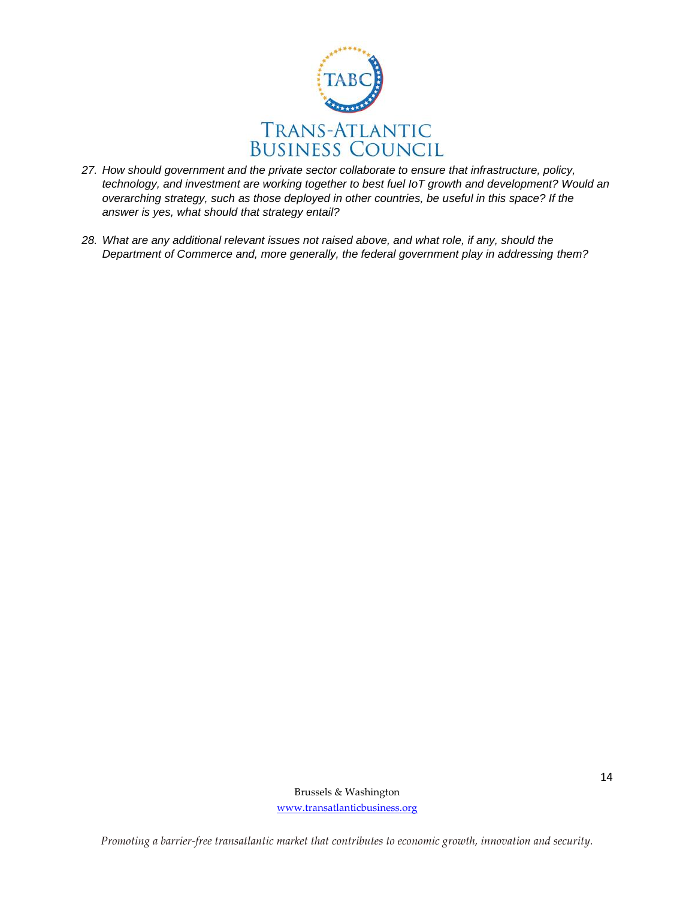27. *How should government and the private sector collaborate to ensure that infrastructure, policy, technology, and investment are working together to best fuel IoT growth and development? Would an overarching strategy, such as those deployed in other countries, be useful in this space? If the answer is yes, what should that strategy entail?*

28. *What are any additional relevant issues not raised above, and what role, if any, should the Department of Commerce and, more generally, the federal government play in addressing them?*